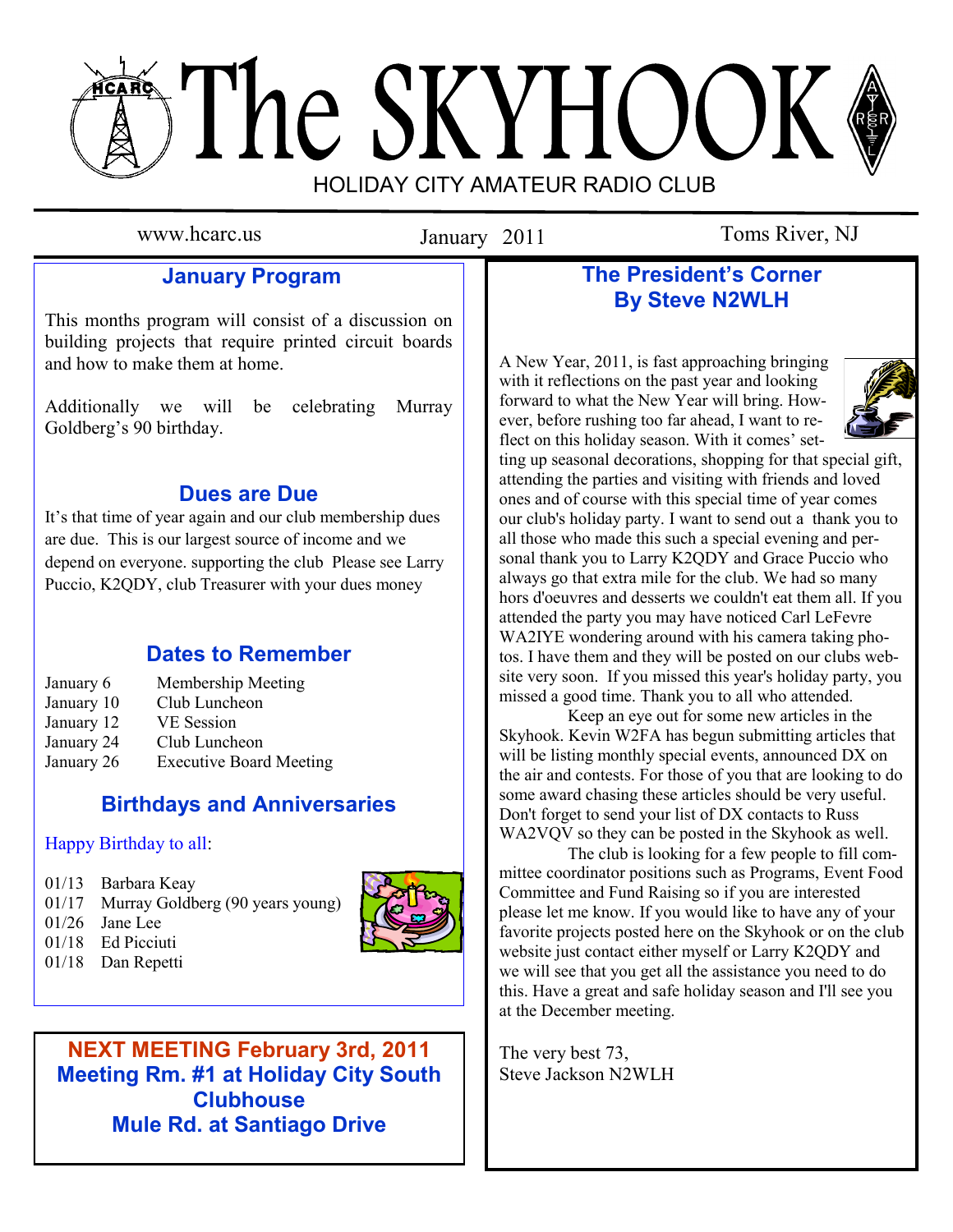# The SKYHOOK

HOLIDAY CITY AMATEUR RADIO CLUB

www.hcarc.us — January 2011 — Toms River, NJ

## January Program

This months program will consist of a discussion on building projects that require printed circuit boards and how to make them at home.

Additionally we will be celebrating Murray Goldberg's 90 birthday.

## Dues are Due

It's that time of year again and our club membership dues are due. This is our largest source of income and we depend on everyone. supporting the club Please see Larry Puccio, K2QDY, club Treasurer with your dues money

## Dates to Remember

| | |
|---|---|
| January 6 | Membership Meeting |
| January 10 | Club Luncheon |
| January 12 | VE Session |
| January 24 | Club Luncheon |
| January 26 | Executive Board Meeting |

## Birthdays and Anniversaries

Happy Birthday to all:

- 01/13 Barbara Keay
- 01/17 Murray Goldberg (90 years young)
- 01/26 Jane Lee
- 01/18 Ed Picciuti
- 01/18 Dan Repetti

**NEXT MEETING February 3rd, 2011**
**Meeting Rm. #1 at Holiday City South Clubhouse**
**Mule Rd. at Santiago Drive**

## The President's Corner
## By Steve N2WLH

A New Year, 2011, is fast approaching bringing with it reflections on the past year and looking forward to what the New Year will bring. However, before rushing too far ahead, I want to reflect on this holiday season. With it comes' setting up seasonal decorations, shopping for that special gift, attending the parties and visiting with friends and loved ones and of course with this special time of year comes our club's holiday party. I want to send out a thank you to all those who made this such a special evening and personal thank you to Larry K2QDY and Grace Puccio who always go that extra mile for the club. We had so many hors d'oeuvres and desserts we couldn't eat them all. If you attended the party you may have noticed Carl LeFevre WA2IYE wondering around with his camera taking photos. I have them and they will be posted on our clubs website very soon. If you missed this year's holiday party, you missed a good time. Thank you to all who attended.

Keep an eye out for some new articles in the Skyhook. Kevin W2FA has begun submitting articles that will be listing monthly special events, announced DX on the air and contests. For those of you that are looking to do some award chasing these articles should be very useful. Don't forget to send your list of DX contacts to Russ WA2VQV so they can be posted in the Skyhook as well.

The club is looking for a few people to fill committee coordinator positions such as Programs, Event Food Committee and Fund Raising so if you are interested please let me know. If you would like to have any of your favorite projects posted here on the Skyhook or on the club website just contact either myself or Larry K2QDY and we will see that you get all the assistance you need to do this. Have a great and safe holiday season and I'll see you at the December meeting.

The very best 73,
Steve Jackson N2WLH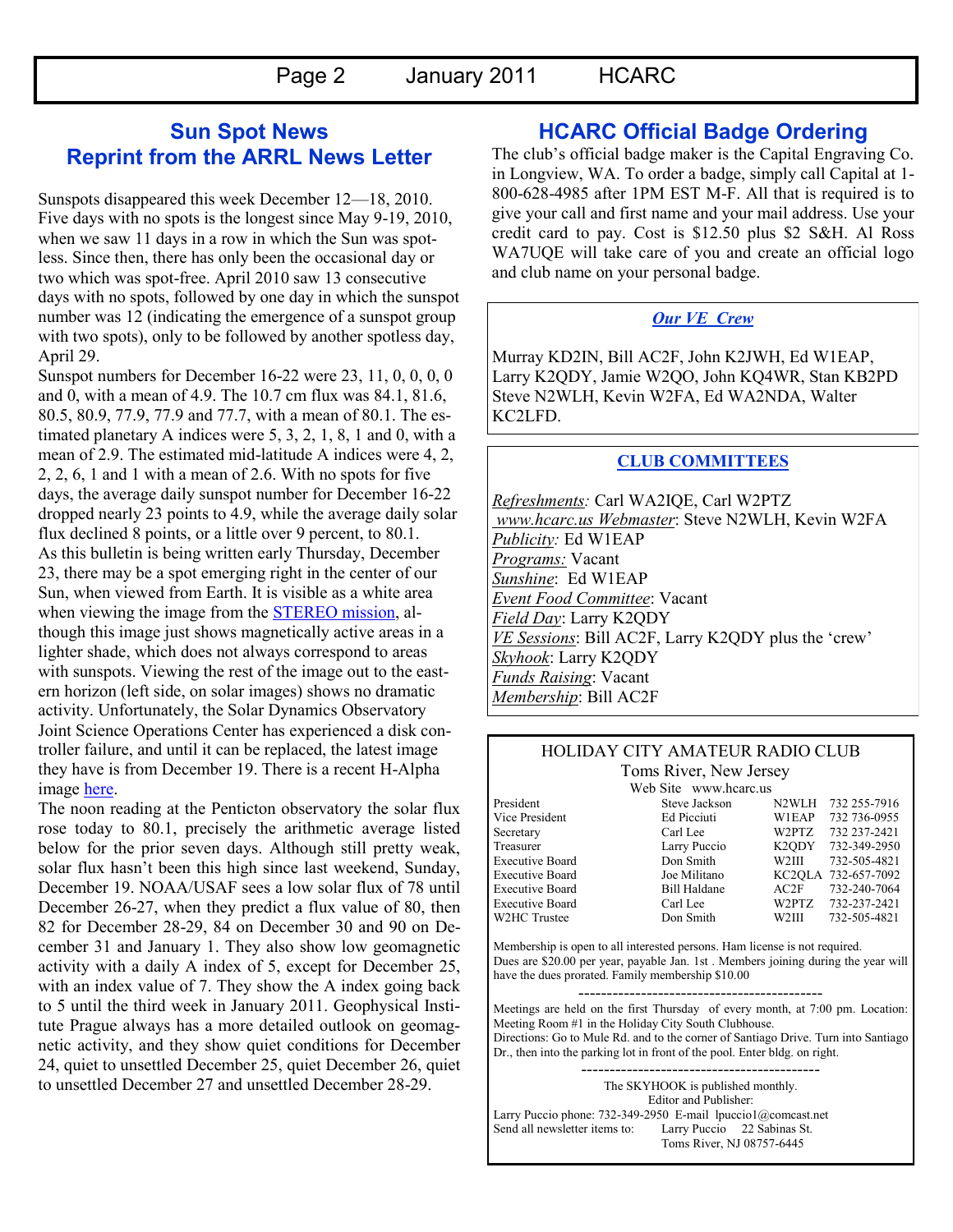## Sun Spot News
## Reprint from the ARRL News Letter

Sunspots disappeared this week December 12—18, 2010. Five days with no spots is the longest since May 9-19, 2010, when we saw 11 days in a row in which the Sun was spotless. Since then, there has only been the occasional day or two which was spot-free. April 2010 saw 13 consecutive days with no spots, followed by one day in which the sunspot number was 12 (indicating the emergence of a sunspot group with two spots), only to be followed by another spotless day, April 29.

Sunspot numbers for December 16-22 were 23, 11, 0, 0, 0, 0 and 0, with a mean of 4.9. The 10.7 cm flux was 84.1, 81.6, 80.5, 80.9, 77.9, 77.9 and 77.7, with a mean of 80.1. The estimated planetary A indices were 5, 3, 2, 1, 8, 1 and 0, with a mean of 2.9. The estimated mid-latitude A indices were 4, 2, 2, 2, 6, 1 and 1 with a mean of 2.6. With no spots for five days, the average daily sunspot number for December 16-22 dropped nearly 23 points to 4.9, while the average daily solar flux declined 8 points, or a little over 9 percent, to 80.1.

As this bulletin is being written early Thursday, December 23, there may be a spot emerging right in the center of our Sun, when viewed from Earth. It is visible as a white area when viewing the image from the STEREO mission, although this image just shows magnetically active areas in a lighter shade, which does not always correspond to areas with sunspots. Viewing the rest of the image out to the eastern horizon (left side, on solar images) shows no dramatic activity. Unfortunately, the Solar Dynamics Observatory Joint Science Operations Center has experienced a disk controller failure, and until it can be replaced, the latest image they have is from December 19. There is a recent H-Alpha image here.

The noon reading at the Penticton observatory the solar flux rose today to 80.1, precisely the arithmetic average listed below for the prior seven days. Although still pretty weak, solar flux hasn't been this high since last weekend, Sunday, December 19. NOAA/USAF sees a low solar flux of 78 until December 26-27, when they predict a flux value of 80, then 82 for December 28-29, 84 on December 30 and 90 on December 31 and January 1. They also show low geomagnetic activity with a daily A index of 5, except for December 25, with an index value of 7. They show the A index going back to 5 until the third week in January 2011. Geophysical Institute Prague always has a more detailed outlook on geomagnetic activity, and they show quiet conditions for December 24, quiet to unsettled December 25, quiet December 26, quiet to unsettled December 27 and unsettled December 28-29.

## HCARC Official Badge Ordering

The club's official badge maker is the Capital Engraving Co. in Longview, WA. To order a badge, simply call Capital at 1-800-628-4985 after 1PM EST M-F. All that is required is to give your call and first name and your mail address. Use your credit card to pay. Cost is $12.50 plus $2 S&H. Al Ross WA7UQE will take care of you and create an official logo and club name on your personal badge.

### *Our VE Crew*

Murray KD2IN, Bill AC2F, John K2JWH, Ed W1EAP, Larry K2QDY, Jamie W2QO, John KQ4WR, Stan KB2PD Steve N2WLH, Kevin W2FA, Ed WA2NDA, Walter KC2LFD.

### CLUB COMMITTEES

*Refreshments:* Carl WA2IQE, Carl W2PTZ
*www.hcarc.us Webmaster*: Steve N2WLH, Kevin W2FA
*Publicity:* Ed W1EAP
*Programs:* Vacant
*Sunshine*: Ed W1EAP
*Event Food Committee*: Vacant
*Field Day*: Larry K2QDY
*VE Sessions*: Bill AC2F, Larry K2QDY plus the 'crew'
*Skyhook*: Larry K2QDY
*Funds Raising*: Vacant
*Membership*: Bill AC2F

### HOLIDAY CITY AMATEUR RADIO CLUB

Toms River, New Jersey

Web Site www.hcarc.us

| | | | |
|---|---|---|---|
| President | Steve Jackson | N2WLH | 732 255-7916 |
| Vice President | Ed Picciuti | W1EAP | 732 736-0955 |
| Secretary | Carl Lee | W2PTZ | 732 237-2421 |
| Treasurer | Larry Puccio | K2QDY | 732-349-2950 |
| Executive Board | Don Smith | W2III | 732-505-4821 |
| Executive Board | Joe Militano | KC2QLA | 732-657-7092 |
| Executive Board | Bill Haldane | AC2F | 732-240-7064 |
| Executive Board | Carl Lee | W2PTZ | 732-237-2421 |
| W2HC Trustee | Don Smith | W2III | 732-505-4821 |

Membership is open to all interested persons. Ham license is not required. Dues are $20.00 per year, payable Jan. 1st . Members joining during the year will have the dues prorated. Family membership $10.00

-------------------------------------------

Meetings are held on the first Thursday of every month, at 7:00 pm. Location: Meeting Room #1 in the Holiday City South Clubhouse.
Directions: Go to Mule Rd. and to the corner of Santiago Drive. Turn into Santiago Dr., then into the parking lot in front of the pool. Enter bldg. on right.

------------------------------------------

The SKYHOOK is published monthly.
Editor and Publisher:
Larry Puccio phone: 732-349-2950 E-mail lpuccio1@comcast.net
Send all newsletter items to: Larry Puccio 22 Sabinas St.
Toms River, NJ 08757-6445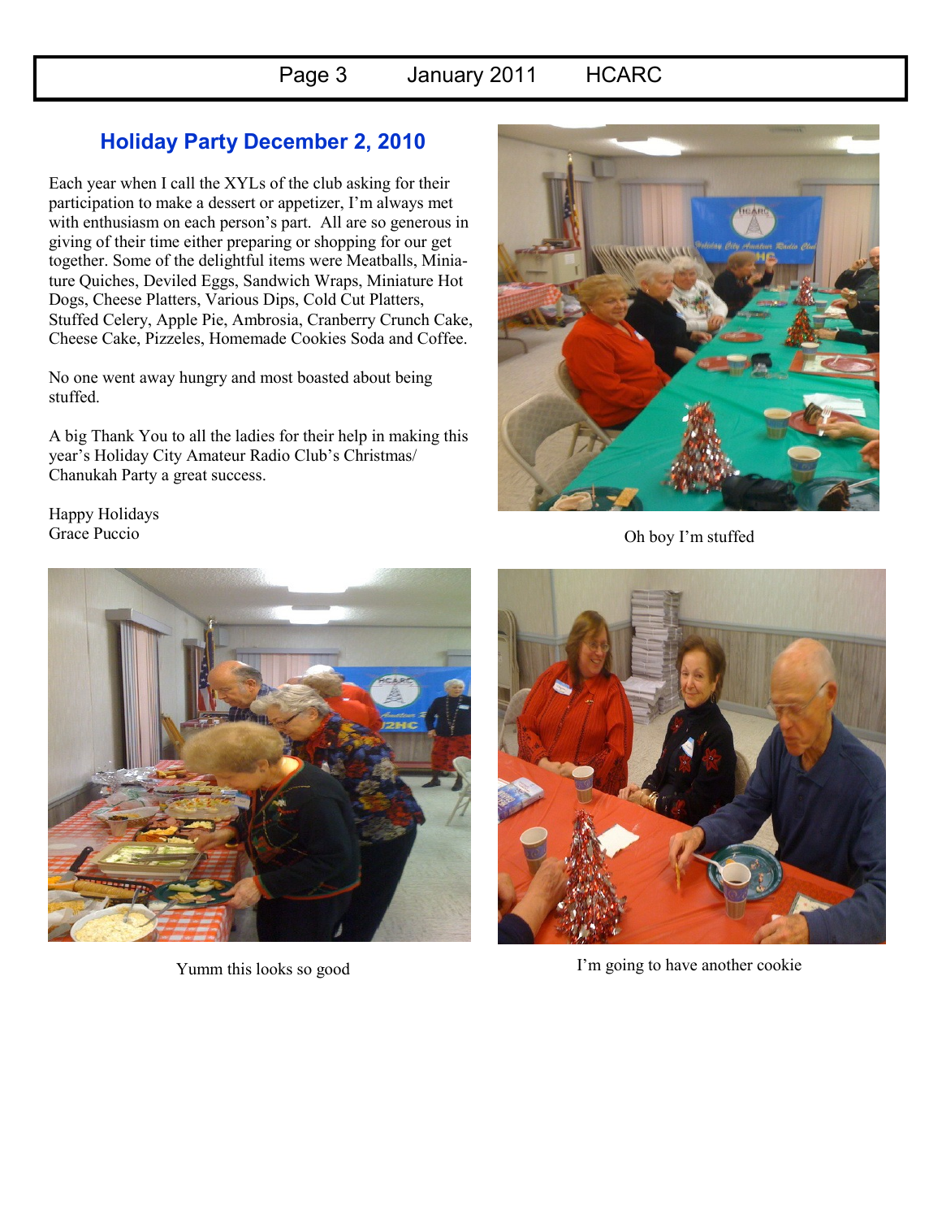## Holiday Party December 2, 2010

Each year when I call the XYLs of the club asking for their participation to make a dessert or appetizer, I'm always met with enthusiasm on each person's part. All are so generous in giving of their time either preparing or shopping for our get together. Some of the delightful items were Meatballs, Miniature Quiches, Deviled Eggs, Sandwich Wraps, Miniature Hot Dogs, Cheese Platters, Various Dips, Cold Cut Platters, Stuffed Celery, Apple Pie, Ambrosia, Cranberry Crunch Cake, Cheese Cake, Pizzeles, Homemade Cookies Soda and Coffee.

No one went away hungry and most boasted about being stuffed.

A big Thank You to all the ladies for their help in making this year's Holiday City Amateur Radio Club's Christmas/ Chanukah Party a great success.

Happy Holidays
Grace Puccio

Oh boy I'm stuffed

Yumm this looks so good

I'm going to have another cookie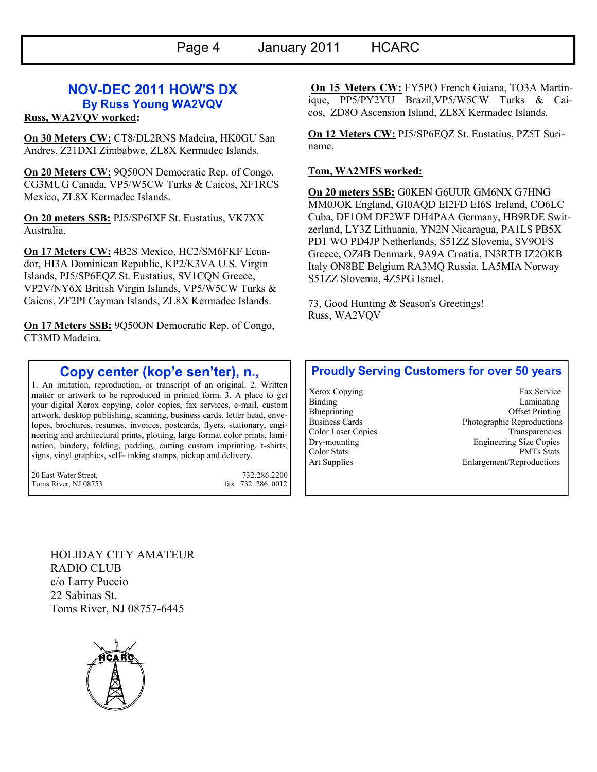## NOV-DEC 2011 HOW'S DX
### By Russ Young WA2VQV

**Russ, WA2VQV worked:**

**On 30 Meters CW:** CT8/DL2RNS Madeira, HK0GU San Andres, Z21DXI Zimbabwe, ZL8X Kermadec Islands.

**On 20 Meters CW:** 9Q50ON Democratic Rep. of Congo, CG3MUG Canada, VP5/W5CW Turks & Caicos, XF1RCS Mexico, ZL8X Kermadec Islands.

**On 20 meters SSB:** PJ5/SP6IXF St. Eustatius, VK7XX Australia.

**On 17 Meters CW:** 4B2S Mexico, HC2/SM6FKF Ecuador, HI3A Dominican Republic, KP2/K3VA U.S. Virgin Islands, PJ5/SP6EQZ St. Eustatius, SV1CQN Greece, VP2V/NY6X British Virgin Islands, VP5/W5CW Turks & Caicos, ZF2PI Cayman Islands, ZL8X Kermadec Islands.

**On 17 Meters SSB:** 9Q50ON Democratic Rep. of Congo, CT3MD Madeira.

**On 15 Meters CW:** FY5PO French Guiana, TO3A Martinique, PP5/PY2YU Brazil,VP5/W5CW Turks & Caicos, ZD8O Ascension Island, ZL8X Kermadec Islands.

**On 12 Meters CW:** PJ5/SP6EQZ St. Eustatius, PZ5T Suriname.

**Tom, WA2MFS worked:**

**On 20 meters SSB:** G0KEN G6UUR GM6NX G7HNG MM0JOK England, GI0AQD EI2FD EI6S Ireland, CO6LC Cuba, DF1OM DF2WF DH4PAA Germany, HB9RDE Switzerland, LY3Z Lithuania, YN2N Nicaragua, PA1LS PB5X PD1 WO PD4JP Netherlands, S51ZZ Slovenia, SV9OFS Greece, OZ4B Denmark, 9A9A Croatia, IN3RTB IZ2OKB Italy ON8BE Belgium RA3MQ Russia, LA5MIA Norway S51ZZ Slovenia, 4Z5PG Israel.

73, Good Hunting & Season's Greetings!
Russ, WA2VQV

---

### Copy center (kop'e sen'ter), n.,

1. An imitation, reproduction, or transcript of an original. 2. Written matter or artwork to be reproduced in printed form. 3. A place to get your digital Xerox copying, color copies, fax services, e-mail, custom artwork, desktop publishing, scanning, business cards, letter head, envelopes, brochures, resumes, invoices, postcards, flyers, stationary, engineering and architectural prints, plotting, large format color prints, lamination, bindery, folding, padding, cutting custom imprinting, t-shirts, signs, vinyl graphics, self– inking stamps, pickup and delivery.

20 East Water Street, 732.286.2200
Toms River, NJ 08753 fax 732. 286. 0012

### Proudly Serving Customers for over 50 years

| | |
|---|---|
| Xerox Copying | Fax Service |
| Binding | Laminating |
| Blueprinting | Offset Printing |
| Business Cards | Photographic Reproductions |
| Color Laser Copies | Transparencies |
| Dry-mounting | Engineering Size Copies |
| Color Stats | PMTs Stats |
| Art Supplies | Enlargement/Reproductions |

---

HOLIDAY CITY AMATEUR
RADIO CLUB
c/o Larry Puccio
22 Sabinas St.
Toms River, NJ 08757-6445

HCARC